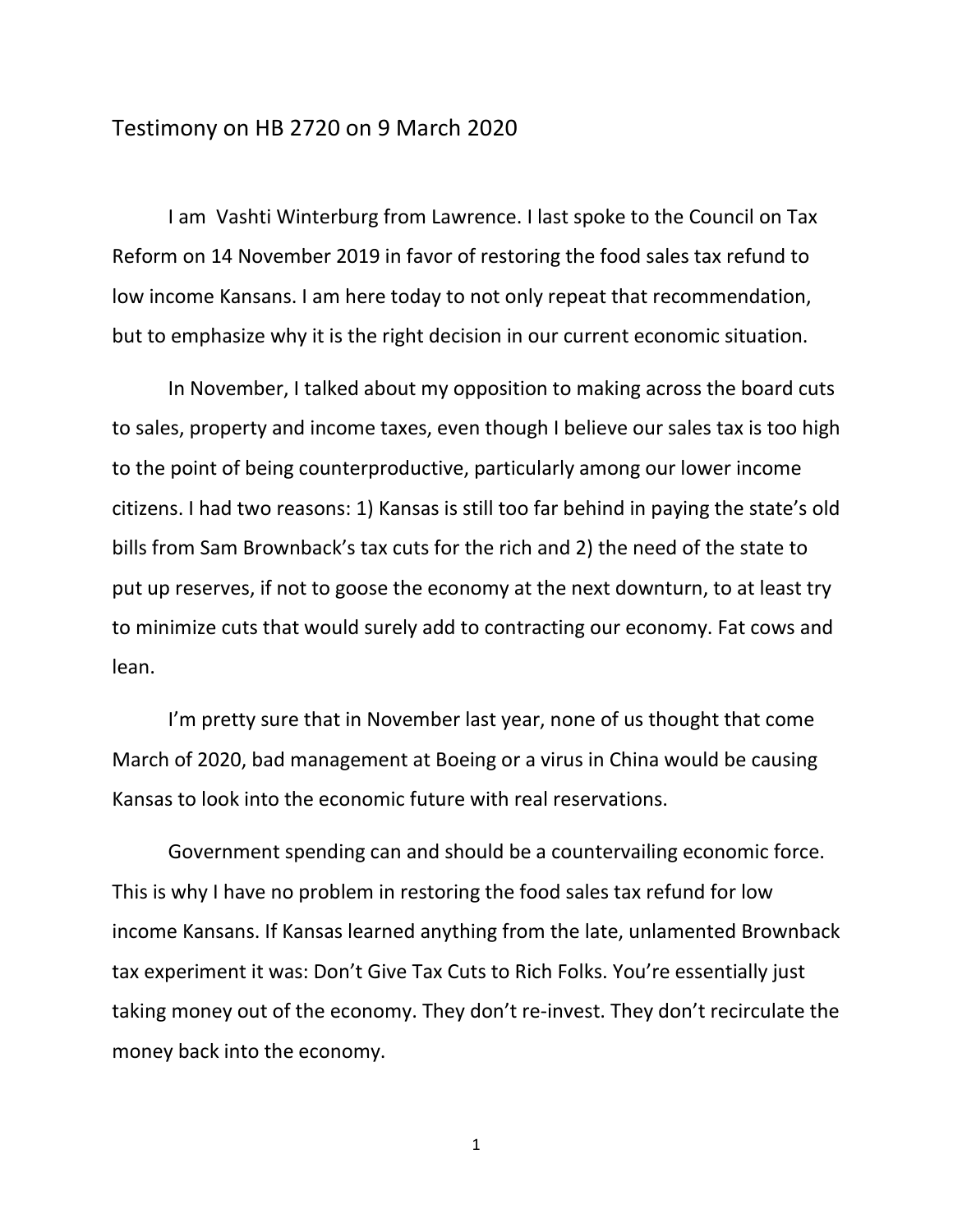# Testimony on HB 2720 on 9 March 2020

I am Vashti Winterburg from Lawrence. I last spoke to the Council on Tax Reform on 14 November 2019 in favor of restoring the food sales tax refund to low income Kansans. I am here today to not only repeat that recommendation, but to emphasize why it is the right decision in our current economic situation.

In November, I talked about my opposition to making across the board cuts to sales, property and income taxes, even though I believe our sales tax is too high to the point of being counterproductive, particularly among our lower income citizens. I had two reasons: 1) Kansas is still too far behind in paying the state's old bills from Sam Brownback's tax cuts for the rich and 2) the need of the state to put up reserves, if not to goose the economy at the next downturn, to at least try to minimize cuts that would surely add to contracting our economy. Fat cows and lean.

I'm pretty sure that in November last year, none of us thought that come March of 2020, bad management at Boeing or a virus in China would be causing Kansas to look into the economic future with real reservations.

Government spending can and should be a countervailing economic force. This is why I have no problem in restoring the food sales tax refund for low income Kansans. If Kansas learned anything from the late, unlamented Brownback tax experiment it was: Don't Give Tax Cuts to Rich Folks. You're essentially just taking money out of the economy. They don't re-invest. They don't recirculate the money back into the economy.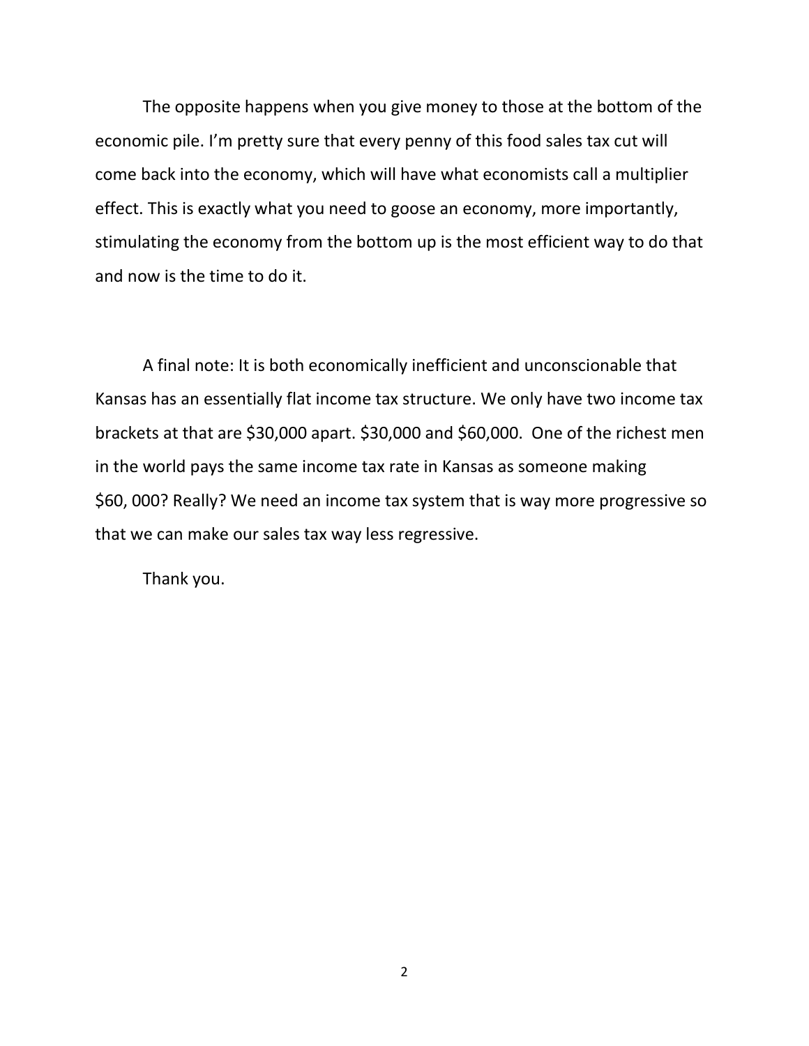The opposite happens when you give money to those at the bottom of the economic pile. I'm pretty sure that every penny of this food sales tax cut will come back into the economy, which will have what economists call a multiplier effect. This is exactly what you need to goose an economy, more importantly, stimulating the economy from the bottom up is the most efficient way to do that and now is the time to do it.

A final note: It is both economically inefficient and unconscionable that Kansas has an essentially flat income tax structure. We only have two income tax brackets at that are $30,000 apart. $30,000 and $60,000. One of the richest men in the world pays the same income tax rate in Kansas as someone making $60, 000? Really? We need an income tax system that is way more progressive so that we can make our sales tax way less regressive.

Thank you.